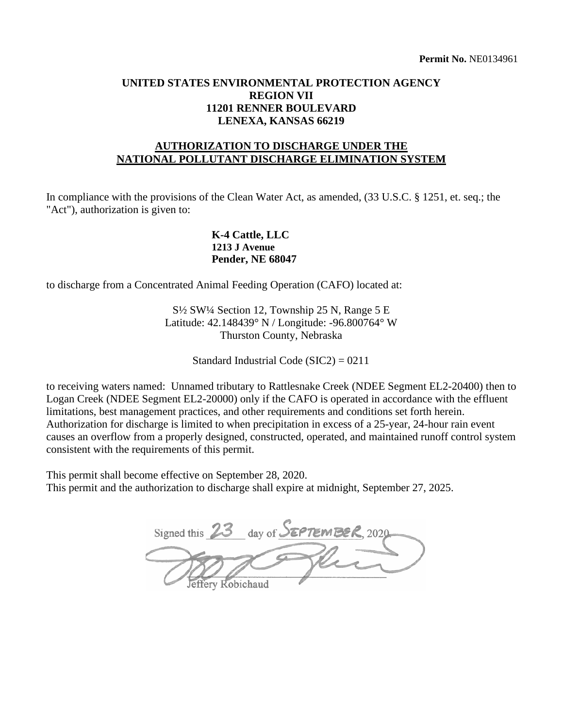**Permit No.** NE0134961

**UNITED STATES ENVIRONMENTAL PROTECTION AGENCY**
**REGION VII**
**11201 RENNER BOULEVARD**
**LENEXA, KANSAS 66219**

**AUTHORIZATION TO DISCHARGE UNDER THE NATIONAL POLLUTANT DISCHARGE ELIMINATION SYSTEM**

In compliance with the provisions of the Clean Water Act, as amended, (33 U.S.C. § 1251, et. seq.; the "Act"), authorization is given to:

**K-4 Cattle, LLC**
**1213 J Avenue**
**Pender, NE 68047**

to discharge from a Concentrated Animal Feeding Operation (CAFO) located at:

S½ SW¼ Section 12, Township 25 N, Range 5 E
Latitude: 42.148439° N / Longitude: -96.800764° W
Thurston County, Nebraska

Standard Industrial Code (SIC2) = 0211

to receiving waters named: Unnamed tributary to Rattlesnake Creek (NDEE Segment EL2-20400) then to Logan Creek (NDEE Segment EL2-20000) only if the CAFO is operated in accordance with the effluent limitations, best management practices, and other requirements and conditions set forth herein. Authorization for discharge is limited to when precipitation in excess of a 25-year, 24-hour rain event causes an overflow from a properly designed, constructed, operated, and maintained runoff control system consistent with the requirements of this permit.

This permit shall become effective on September 28, 2020.
This permit and the authorization to discharge shall expire at midnight, September 27, 2025.

Signed this 23 day of SEPTEMBER, 2020

Jeffery Robichaud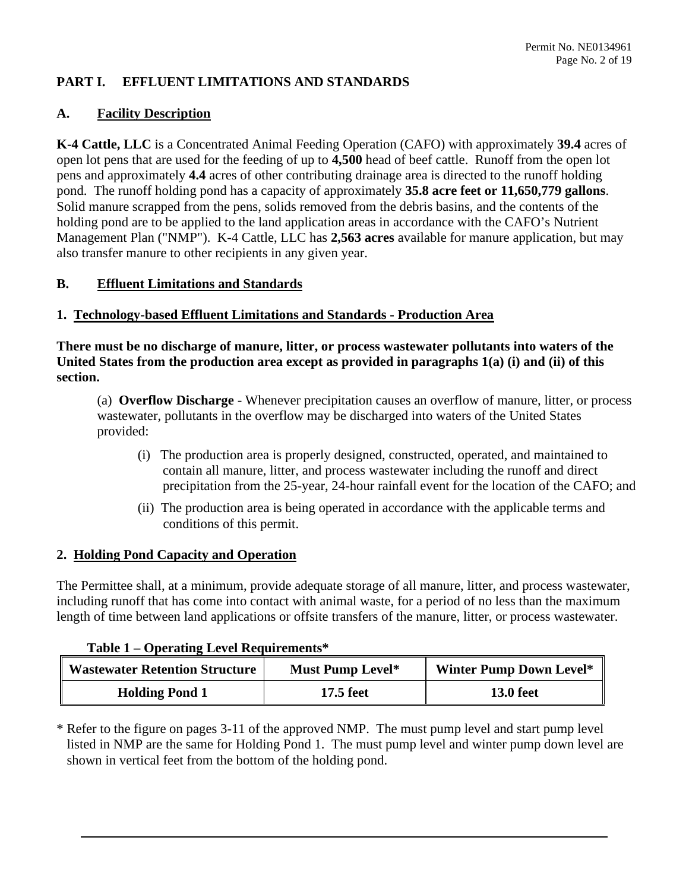## PART I. EFFLUENT LIMITATIONS AND STANDARDS

### A. Facility Description

**K-4 Cattle, LLC** is a Concentrated Animal Feeding Operation (CAFO) with approximately **39.4** acres of open lot pens that are used for the feeding of up to **4,500** head of beef cattle. Runoff from the open lot pens and approximately **4.4** acres of other contributing drainage area is directed to the runoff holding pond. The runoff holding pond has a capacity of approximately **35.8 acre feet or 11,650,779 gallons**. Solid manure scrapped from the pens, solids removed from the debris basins, and the contents of the holding pond are to be applied to the land application areas in accordance with the CAFO's Nutrient Management Plan ("NMP"). K-4 Cattle, LLC has **2,563 acres** available for manure application, but may also transfer manure to other recipients in any given year.

### B. Effluent Limitations and Standards

#### 1. Technology-based Effluent Limitations and Standards - Production Area

**There must be no discharge of manure, litter, or process wastewater pollutants into waters of the United States from the production area except as provided in paragraphs 1(a) (i) and (ii) of this section.**

(a) **Overflow Discharge** - Whenever precipitation causes an overflow of manure, litter, or process wastewater, pollutants in the overflow may be discharged into waters of the United States provided:

(i) The production area is properly designed, constructed, operated, and maintained to contain all manure, litter, and process wastewater including the runoff and direct precipitation from the 25-year, 24-hour rainfall event for the location of the CAFO; and

(ii) The production area is being operated in accordance with the applicable terms and conditions of this permit.

#### 2. Holding Pond Capacity and Operation

The Permittee shall, at a minimum, provide adequate storage of all manure, litter, and process wastewater, including runoff that has come into contact with animal waste, for a period of no less than the maximum length of time between land applications or offsite transfers of the manure, litter, or process wastewater.

**Table 1 – Operating Level Requirements***

| Wastewater Retention Structure | Must Pump Level* | Winter Pump Down Level* |
|---|---|---|
| Holding Pond 1 | 17.5 feet | 13.0 feet |

\* Refer to the figure on pages 3-11 of the approved NMP. The must pump level and start pump level listed in NMP are the same for Holding Pond 1. The must pump level and winter pump down level are shown in vertical feet from the bottom of the holding pond.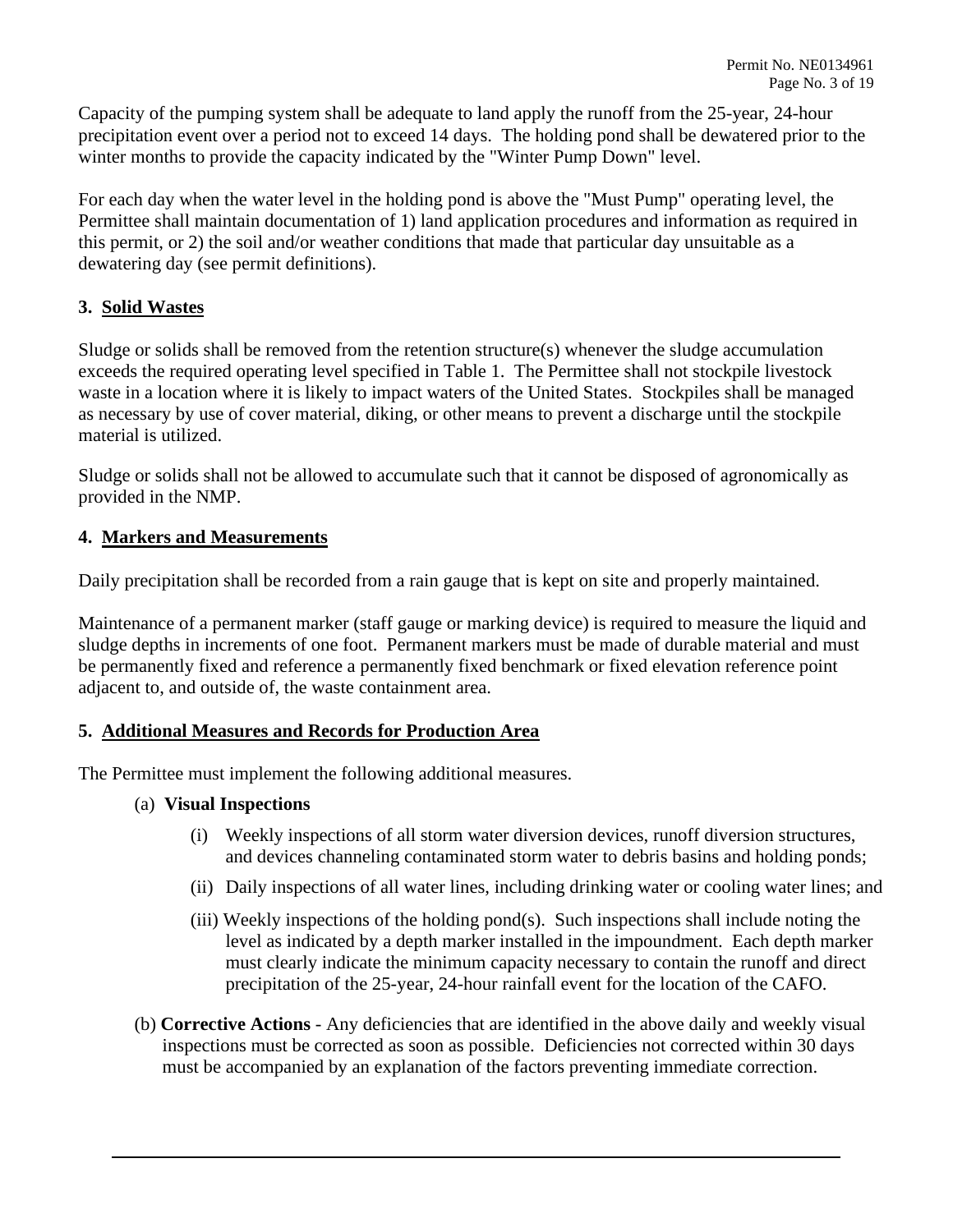Capacity of the pumping system shall be adequate to land apply the runoff from the 25-year, 24-hour precipitation event over a period not to exceed 14 days. The holding pond shall be dewatered prior to the winter months to provide the capacity indicated by the "Winter Pump Down" level.

For each day when the water level in the holding pond is above the "Must Pump" operating level, the Permittee shall maintain documentation of 1) land application procedures and information as required in this permit, or 2) the soil and/or weather conditions that made that particular day unsuitable as a dewatering day (see permit definitions).

### 3. Solid Wastes

Sludge or solids shall be removed from the retention structure(s) whenever the sludge accumulation exceeds the required operating level specified in Table 1. The Permittee shall not stockpile livestock waste in a location where it is likely to impact waters of the United States. Stockpiles shall be managed as necessary by use of cover material, diking, or other means to prevent a discharge until the stockpile material is utilized.

Sludge or solids shall not be allowed to accumulate such that it cannot be disposed of agronomically as provided in the NMP.

### 4. Markers and Measurements

Daily precipitation shall be recorded from a rain gauge that is kept on site and properly maintained.

Maintenance of a permanent marker (staff gauge or marking device) is required to measure the liquid and sludge depths in increments of one foot. Permanent markers must be made of durable material and must be permanently fixed and reference a permanently fixed benchmark or fixed elevation reference point adjacent to, and outside of, the waste containment area.

### 5. Additional Measures and Records for Production Area

The Permittee must implement the following additional measures.

(a) **Visual Inspections**

(i) Weekly inspections of all storm water diversion devices, runoff diversion structures, and devices channeling contaminated storm water to debris basins and holding ponds;

(ii) Daily inspections of all water lines, including drinking water or cooling water lines; and

(iii) Weekly inspections of the holding pond(s). Such inspections shall include noting the level as indicated by a depth marker installed in the impoundment. Each depth marker must clearly indicate the minimum capacity necessary to contain the runoff and direct precipitation of the 25-year, 24-hour rainfall event for the location of the CAFO.

(b) **Corrective Actions** - Any deficiencies that are identified in the above daily and weekly visual inspections must be corrected as soon as possible. Deficiencies not corrected within 30 days must be accompanied by an explanation of the factors preventing immediate correction.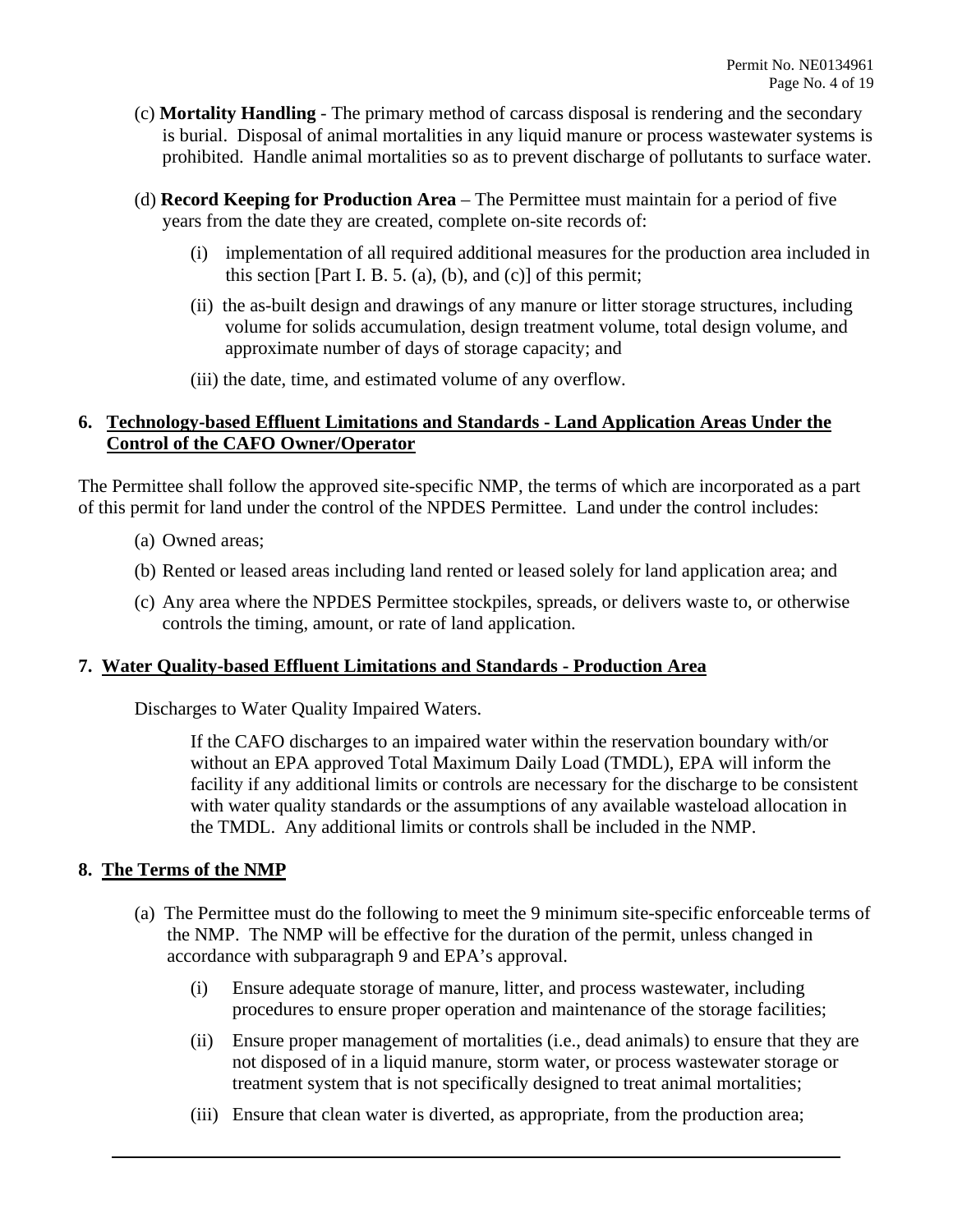(c) **Mortality Handling** - The primary method of carcass disposal is rendering and the secondary is burial. Disposal of animal mortalities in any liquid manure or process wastewater systems is prohibited. Handle animal mortalities so as to prevent discharge of pollutants to surface water.

(d) **Record Keeping for Production Area** – The Permittee must maintain for a period of five years from the date they are created, complete on-site records of:

(i) implementation of all required additional measures for the production area included in this section [Part I. B. 5. (a), (b), and (c)] of this permit;

(ii) the as-built design and drawings of any manure or litter storage structures, including volume for solids accumulation, design treatment volume, total design volume, and approximate number of days of storage capacity; and

(iii) the date, time, and estimated volume of any overflow.

## 6. Technology-based Effluent Limitations and Standards - Land Application Areas Under the Control of the CAFO Owner/Operator

The Permittee shall follow the approved site-specific NMP, the terms of which are incorporated as a part of this permit for land under the control of the NPDES Permittee. Land under the control includes:

(a) Owned areas;

(b) Rented or leased areas including land rented or leased solely for land application area; and

(c) Any area where the NPDES Permittee stockpiles, spreads, or delivers waste to, or otherwise controls the timing, amount, or rate of land application.

## 7. Water Quality-based Effluent Limitations and Standards - Production Area

Discharges to Water Quality Impaired Waters.

If the CAFO discharges to an impaired water within the reservation boundary with/or without an EPA approved Total Maximum Daily Load (TMDL), EPA will inform the facility if any additional limits or controls are necessary for the discharge to be consistent with water quality standards or the assumptions of any available wasteload allocation in the TMDL. Any additional limits or controls shall be included in the NMP.

## 8. The Terms of the NMP

(a) The Permittee must do the following to meet the 9 minimum site-specific enforceable terms of the NMP. The NMP will be effective for the duration of the permit, unless changed in accordance with subparagraph 9 and EPA's approval.

(i) Ensure adequate storage of manure, litter, and process wastewater, including procedures to ensure proper operation and maintenance of the storage facilities;

(ii) Ensure proper management of mortalities (i.e., dead animals) to ensure that they are not disposed of in a liquid manure, storm water, or process wastewater storage or treatment system that is not specifically designed to treat animal mortalities;

(iii) Ensure that clean water is diverted, as appropriate, from the production area;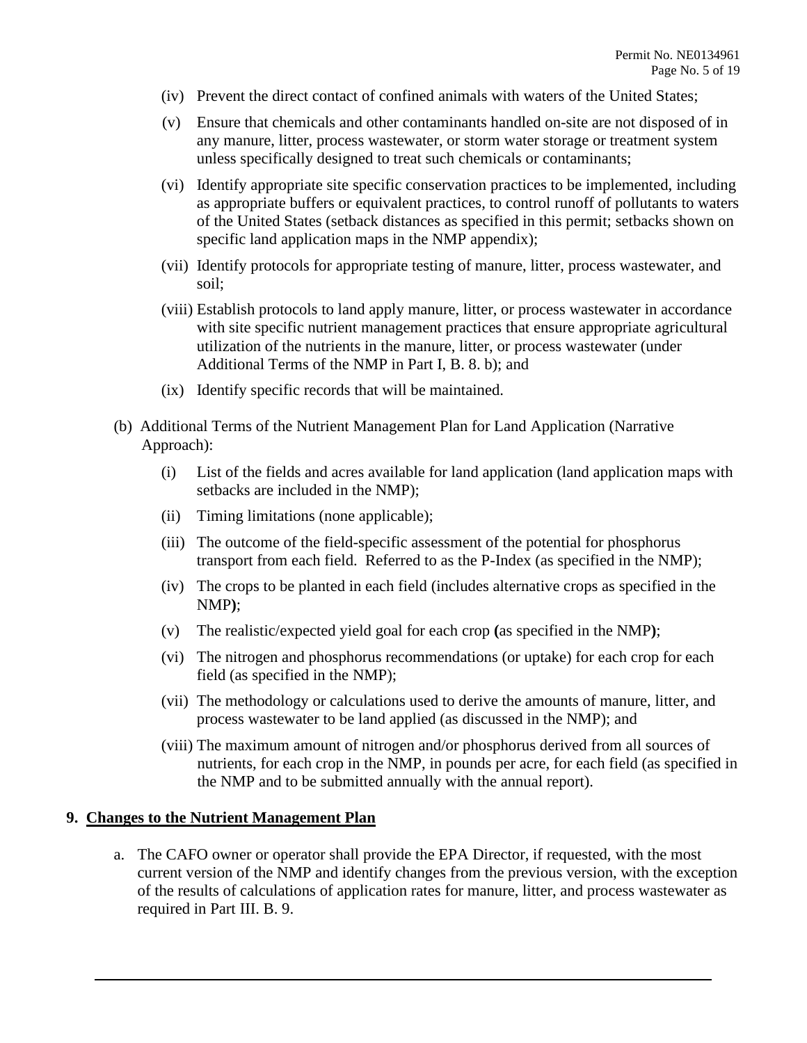(iv) Prevent the direct contact of confined animals with waters of the United States;

(v) Ensure that chemicals and other contaminants handled on-site are not disposed of in any manure, litter, process wastewater, or storm water storage or treatment system unless specifically designed to treat such chemicals or contaminants;

(vi) Identify appropriate site specific conservation practices to be implemented, including as appropriate buffers or equivalent practices, to control runoff of pollutants to waters of the United States (setback distances as specified in this permit; setbacks shown on specific land application maps in the NMP appendix);

(vii) Identify protocols for appropriate testing of manure, litter, process wastewater, and soil;

(viii) Establish protocols to land apply manure, litter, or process wastewater in accordance with site specific nutrient management practices that ensure appropriate agricultural utilization of the nutrients in the manure, litter, or process wastewater (under Additional Terms of the NMP in Part I, B. 8. b); and

(ix) Identify specific records that will be maintained.

(b) Additional Terms of the Nutrient Management Plan for Land Application (Narrative Approach):

(i) List of the fields and acres available for land application (land application maps with setbacks are included in the NMP);

(ii) Timing limitations (none applicable);

(iii) The outcome of the field-specific assessment of the potential for phosphorus transport from each field. Referred to as the P-Index (as specified in the NMP);

(iv) The crops to be planted in each field (includes alternative crops as specified in the NMP**)**;

(v) The realistic/expected yield goal for each crop **(**as specified in the NMP**)**;

(vi) The nitrogen and phosphorus recommendations (or uptake) for each crop for each field (as specified in the NMP);

(vii) The methodology or calculations used to derive the amounts of manure, litter, and process wastewater to be land applied (as discussed in the NMP); and

(viii) The maximum amount of nitrogen and/or phosphorus derived from all sources of nutrients, for each crop in the NMP, in pounds per acre, for each field (as specified in the NMP and to be submitted annually with the annual report).

## 9. Changes to the Nutrient Management Plan

a. The CAFO owner or operator shall provide the EPA Director, if requested, with the most current version of the NMP and identify changes from the previous version, with the exception of the results of calculations of application rates for manure, litter, and process wastewater as required in Part III. B. 9.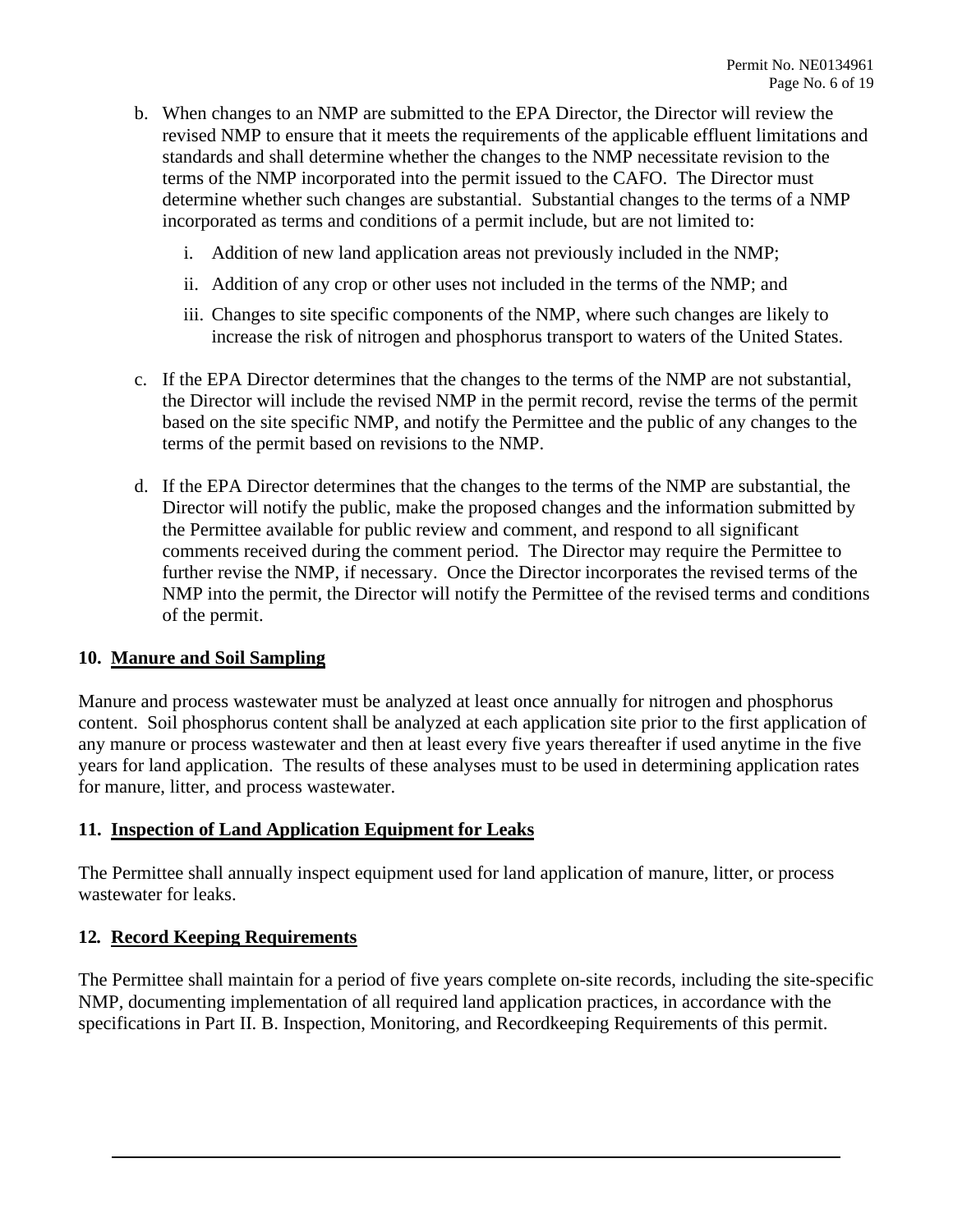b. When changes to an NMP are submitted to the EPA Director, the Director will review the revised NMP to ensure that it meets the requirements of the applicable effluent limitations and standards and shall determine whether the changes to the NMP necessitate revision to the terms of the NMP incorporated into the permit issued to the CAFO. The Director must determine whether such changes are substantial. Substantial changes to the terms of a NMP incorporated as terms and conditions of a permit include, but are not limited to:

   i. Addition of new land application areas not previously included in the NMP;

   ii. Addition of any crop or other uses not included in the terms of the NMP; and

   iii. Changes to site specific components of the NMP, where such changes are likely to increase the risk of nitrogen and phosphorus transport to waters of the United States.

c. If the EPA Director determines that the changes to the terms of the NMP are not substantial, the Director will include the revised NMP in the permit record, revise the terms of the permit based on the site specific NMP, and notify the Permittee and the public of any changes to the terms of the permit based on revisions to the NMP.

d. If the EPA Director determines that the changes to the terms of the NMP are substantial, the Director will notify the public, make the proposed changes and the information submitted by the Permittee available for public review and comment, and respond to all significant comments received during the comment period. The Director may require the Permittee to further revise the NMP, if necessary. Once the Director incorporates the revised terms of the NMP into the permit, the Director will notify the Permittee of the revised terms and conditions of the permit.

## 10. Manure and Soil Sampling

Manure and process wastewater must be analyzed at least once annually for nitrogen and phosphorus content. Soil phosphorus content shall be analyzed at each application site prior to the first application of any manure or process wastewater and then at least every five years thereafter if used anytime in the five years for land application. The results of these analyses must to be used in determining application rates for manure, litter, and process wastewater.

## 11. Inspection of Land Application Equipment for Leaks

The Permittee shall annually inspect equipment used for land application of manure, litter, or process wastewater for leaks.

## 12. Record Keeping Requirements

The Permittee shall maintain for a period of five years complete on-site records, including the site-specific NMP, documenting implementation of all required land application practices, in accordance with the specifications in Part II. B. Inspection, Monitoring, and Recordkeeping Requirements of this permit.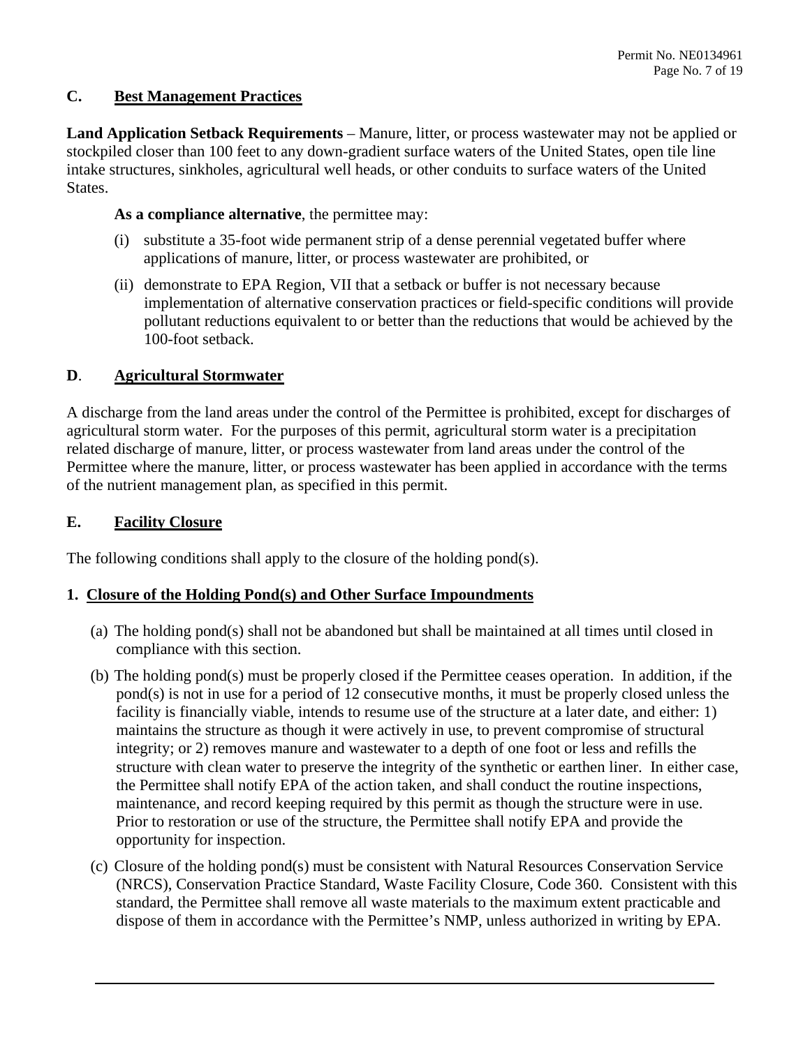## C. Best Management Practices

**Land Application Setback Requirements** – Manure, litter, or process wastewater may not be applied or stockpiled closer than 100 feet to any down-gradient surface waters of the United States, open tile line intake structures, sinkholes, agricultural well heads, or other conduits to surface waters of the United States.

**As a compliance alternative**, the permittee may:

(i) substitute a 35-foot wide permanent strip of a dense perennial vegetated buffer where applications of manure, litter, or process wastewater are prohibited, or

(ii) demonstrate to EPA Region, VII that a setback or buffer is not necessary because implementation of alternative conservation practices or field-specific conditions will provide pollutant reductions equivalent to or better than the reductions that would be achieved by the 100-foot setback.

## D. Agricultural Stormwater

A discharge from the land areas under the control of the Permittee is prohibited, except for discharges of agricultural storm water. For the purposes of this permit, agricultural storm water is a precipitation related discharge of manure, litter, or process wastewater from land areas under the control of the Permittee where the manure, litter, or process wastewater has been applied in accordance with the terms of the nutrient management plan, as specified in this permit.

## E. Facility Closure

The following conditions shall apply to the closure of the holding pond(s).

### 1. Closure of the Holding Pond(s) and Other Surface Impoundments

(a) The holding pond(s) shall not be abandoned but shall be maintained at all times until closed in compliance with this section.

(b) The holding pond(s) must be properly closed if the Permittee ceases operation. In addition, if the pond(s) is not in use for a period of 12 consecutive months, it must be properly closed unless the facility is financially viable, intends to resume use of the structure at a later date, and either: 1) maintains the structure as though it were actively in use, to prevent compromise of structural integrity; or 2) removes manure and wastewater to a depth of one foot or less and refills the structure with clean water to preserve the integrity of the synthetic or earthen liner. In either case, the Permittee shall notify EPA of the action taken, and shall conduct the routine inspections, maintenance, and record keeping required by this permit as though the structure were in use. Prior to restoration or use of the structure, the Permittee shall notify EPA and provide the opportunity for inspection.

(c) Closure of the holding pond(s) must be consistent with Natural Resources Conservation Service (NRCS), Conservation Practice Standard, Waste Facility Closure, Code 360. Consistent with this standard, the Permittee shall remove all waste materials to the maximum extent practicable and dispose of them in accordance with the Permittee's NMP, unless authorized in writing by EPA.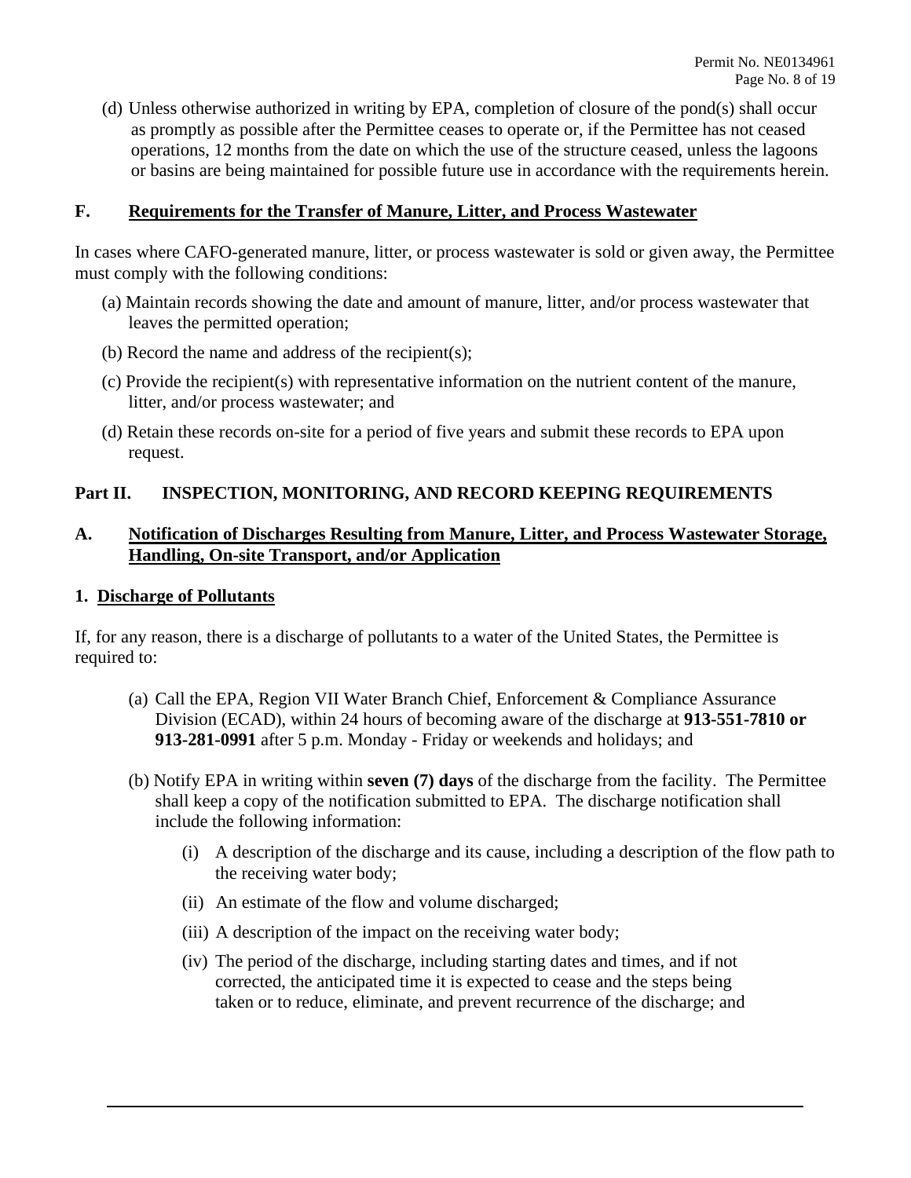(d) Unless otherwise authorized in writing by EPA, completion of closure of the pond(s) shall occur as promptly as possible after the Permittee ceases to operate or, if the Permittee has not ceased operations, 12 months from the date on which the use of the structure ceased, unless the lagoons or basins are being maintained for possible future use in accordance with the requirements herein.

## F. Requirements for the Transfer of Manure, Litter, and Process Wastewater

In cases where CAFO-generated manure, litter, or process wastewater is sold or given away, the Permittee must comply with the following conditions:

(a) Maintain records showing the date and amount of manure, litter, and/or process wastewater that leaves the permitted operation;

(b) Record the name and address of the recipient(s);

(c) Provide the recipient(s) with representative information on the nutrient content of the manure, litter, and/or process wastewater; and

(d) Retain these records on-site for a period of five years and submit these records to EPA upon request.

# Part II. INSPECTION, MONITORING, AND RECORD KEEPING REQUIREMENTS

## A. Notification of Discharges Resulting from Manure, Litter, and Process Wastewater Storage, Handling, On-site Transport, and/or Application

### 1. Discharge of Pollutants

If, for any reason, there is a discharge of pollutants to a water of the United States, the Permittee is required to:

(a) Call the EPA, Region VII Water Branch Chief, Enforcement & Compliance Assurance Division (ECAD), within 24 hours of becoming aware of the discharge at **913-551-7810 or 913-281-0991** after 5 p.m. Monday - Friday or weekends and holidays; and

(b) Notify EPA in writing within **seven (7) days** of the discharge from the facility. The Permittee shall keep a copy of the notification submitted to EPA. The discharge notification shall include the following information:

(i) A description of the discharge and its cause, including a description of the flow path to the receiving water body;

(ii) An estimate of the flow and volume discharged;

(iii) A description of the impact on the receiving water body;

(iv) The period of the discharge, including starting dates and times, and if not corrected, the anticipated time it is expected to cease and the steps being taken or to reduce, eliminate, and prevent recurrence of the discharge; and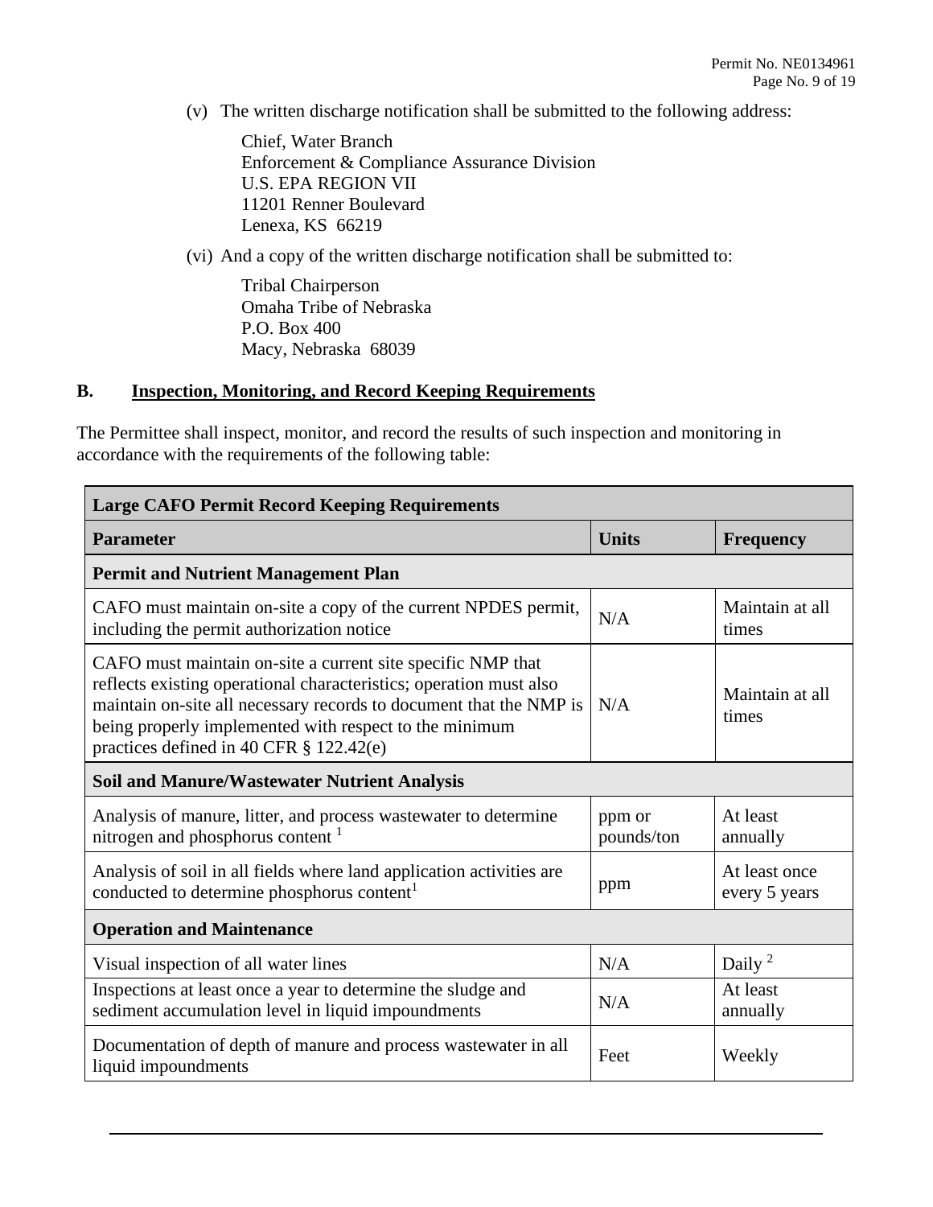(v) The written discharge notification shall be submitted to the following address:

Chief, Water Branch
Enforcement & Compliance Assurance Division
U.S. EPA REGION VII
11201 Renner Boulevard
Lenexa, KS 66219

(vi) And a copy of the written discharge notification shall be submitted to:

Tribal Chairperson
Omaha Tribe of Nebraska
P.O. Box 400
Macy, Nebraska 68039

## B. Inspection, Monitoring, and Record Keeping Requirements

The Permittee shall inspect, monitor, and record the results of such inspection and monitoring in accordance with the requirements of the following table:

| Large CAFO Permit Record Keeping Requirements | | |
|---|---|---|
| **Parameter** | **Units** | **Frequency** |
| **Permit and Nutrient Management Plan** | | |
| CAFO must maintain on-site a copy of the current NPDES permit, including the permit authorization notice | N/A | Maintain at all times |
| CAFO must maintain on-site a current site specific NMP that reflects existing operational characteristics; operation must also maintain on-site all necessary records to document that the NMP is being properly implemented with respect to the minimum practices defined in 40 CFR § 122.42(e) | N/A | Maintain at all times |
| **Soil and Manure/Wastewater Nutrient Analysis** | | |
| Analysis of manure, litter, and process wastewater to determine nitrogen and phosphorus content [1] | ppm or pounds/ton | At least annually |
| Analysis of soil in all fields where land application activities are conducted to determine phosphorus content[1] | ppm | At least once every 5 years |
| **Operation and Maintenance** | | |
| Visual inspection of all water lines | N/A | Daily [2] |
| Inspections at least once a year to determine the sludge and sediment accumulation level in liquid impoundments | N/A | At least annually |
| Documentation of depth of manure and process wastewater in all liquid impoundments | Feet | Weekly |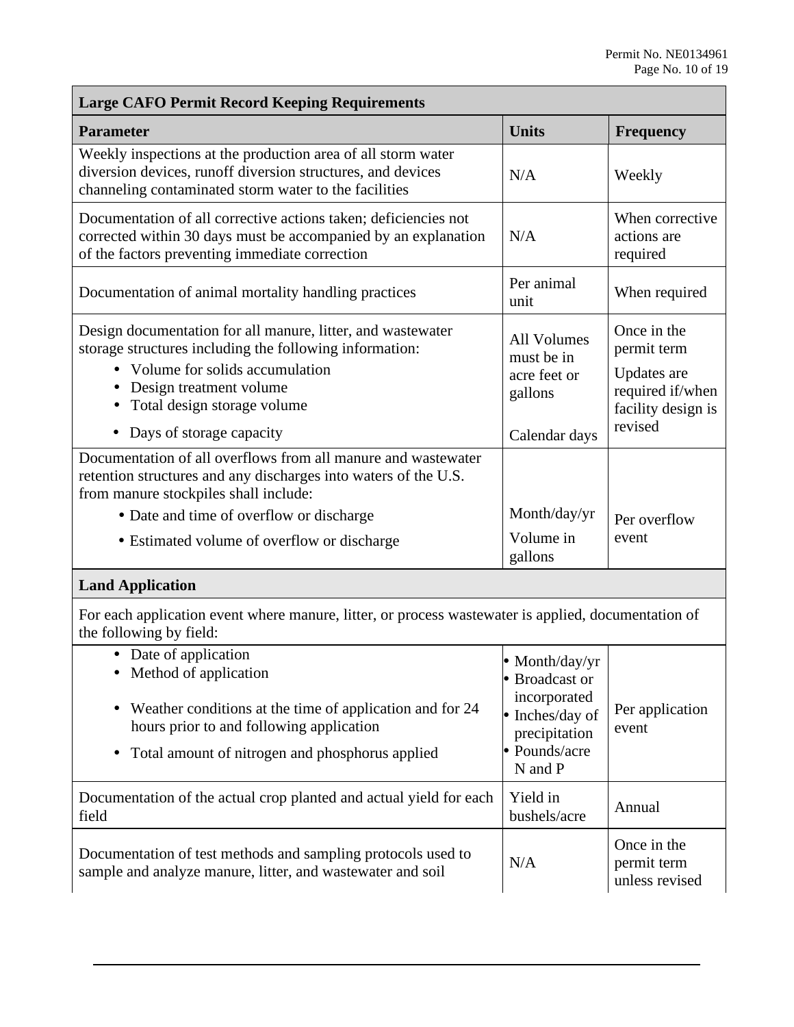| Large CAFO Permit Record Keeping Requirements | | |
|---|---|---|
| **Parameter** | **Units** | **Frequency** |
| Weekly inspections at the production area of all storm water diversion devices, runoff diversion structures, and devices channeling contaminated storm water to the facilities | N/A | Weekly |
| Documentation of all corrective actions taken; deficiencies not corrected within 30 days must be accompanied by an explanation of the factors preventing immediate correction | N/A | When corrective actions are required |
| Documentation of animal mortality handling practices | Per animal unit | When required |
| Design documentation for all manure, litter, and wastewater storage structures including the following information:<br>• Volume for solids accumulation<br>• Design treatment volume<br>• Total design storage volume<br>• Days of storage capacity | All Volumes must be in acre feet or gallons<br><br>Calendar days | Once in the permit term<br>Updates are required if/when facility design is revised |
| Documentation of all overflows from all manure and wastewater retention structures and any discharges into waters of the U.S. from manure stockpiles shall include:<br>• Date and time of overflow or discharge<br>• Estimated volume of overflow or discharge | Month/day/yr<br>Volume in gallons | Per overflow event |
| **Land Application** | | |
| For each application event where manure, litter, or process wastewater is applied, documentation of the following by field: | | |
| • Date of application<br>• Method of application<br>• Weather conditions at the time of application and for 24 hours prior to and following application<br>• Total amount of nitrogen and phosphorus applied | • Month/day/yr<br>• Broadcast or incorporated<br>• Inches/day of precipitation<br>• Pounds/acre N and P | Per application event |
| Documentation of the actual crop planted and actual yield for each field | Yield in bushels/acre | Annual |
| Documentation of test methods and sampling protocols used to sample and analyze manure, litter, and wastewater and soil | N/A | Once in the permit term unless revised |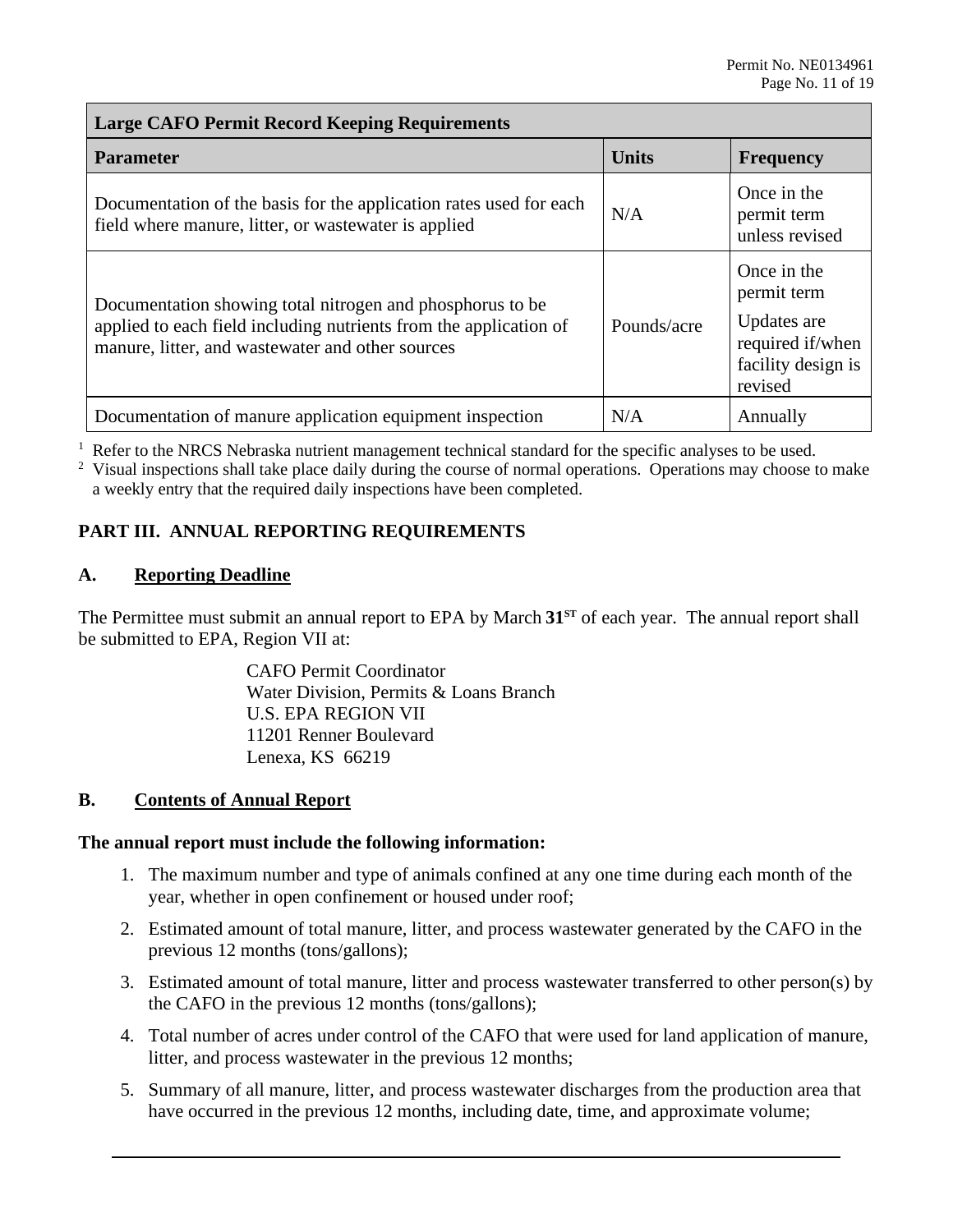| Large CAFO Permit Record Keeping Requirements | | |
|---|---|---|
| **Parameter** | **Units** | **Frequency** |
| Documentation of the basis for the application rates used for each field where manure, litter, or wastewater is applied | N/A | Once in the permit term unless revised |
| Documentation showing total nitrogen and phosphorus to be applied to each field including nutrients from the application of manure, litter, and wastewater and other sources | Pounds/acre | Once in the permit term<br>Updates are required if/when facility design is revised |
| Documentation of manure application equipment inspection | N/A | Annually |

[1] Refer to the NRCS Nebraska nutrient management technical standard for the specific analyses to be used.
[2] Visual inspections shall take place daily during the course of normal operations. Operations may choose to make a weekly entry that the required daily inspections have been completed.

## PART III. ANNUAL REPORTING REQUIREMENTS

### A. Reporting Deadline

The Permittee must submit an annual report to EPA by March **31ST** of each year. The annual report shall be submitted to EPA, Region VII at:

CAFO Permit Coordinator
Water Division, Permits & Loans Branch
U.S. EPA REGION VII
11201 Renner Boulevard
Lenexa, KS 66219

### B. Contents of Annual Report

**The annual report must include the following information:**

1. The maximum number and type of animals confined at any one time during each month of the year, whether in open confinement or housed under roof;
2. Estimated amount of total manure, litter, and process wastewater generated by the CAFO in the previous 12 months (tons/gallons);
3. Estimated amount of total manure, litter and process wastewater transferred to other person(s) by the CAFO in the previous 12 months (tons/gallons);
4. Total number of acres under control of the CAFO that were used for land application of manure, litter, and process wastewater in the previous 12 months;
5. Summary of all manure, litter, and process wastewater discharges from the production area that have occurred in the previous 12 months, including date, time, and approximate volume;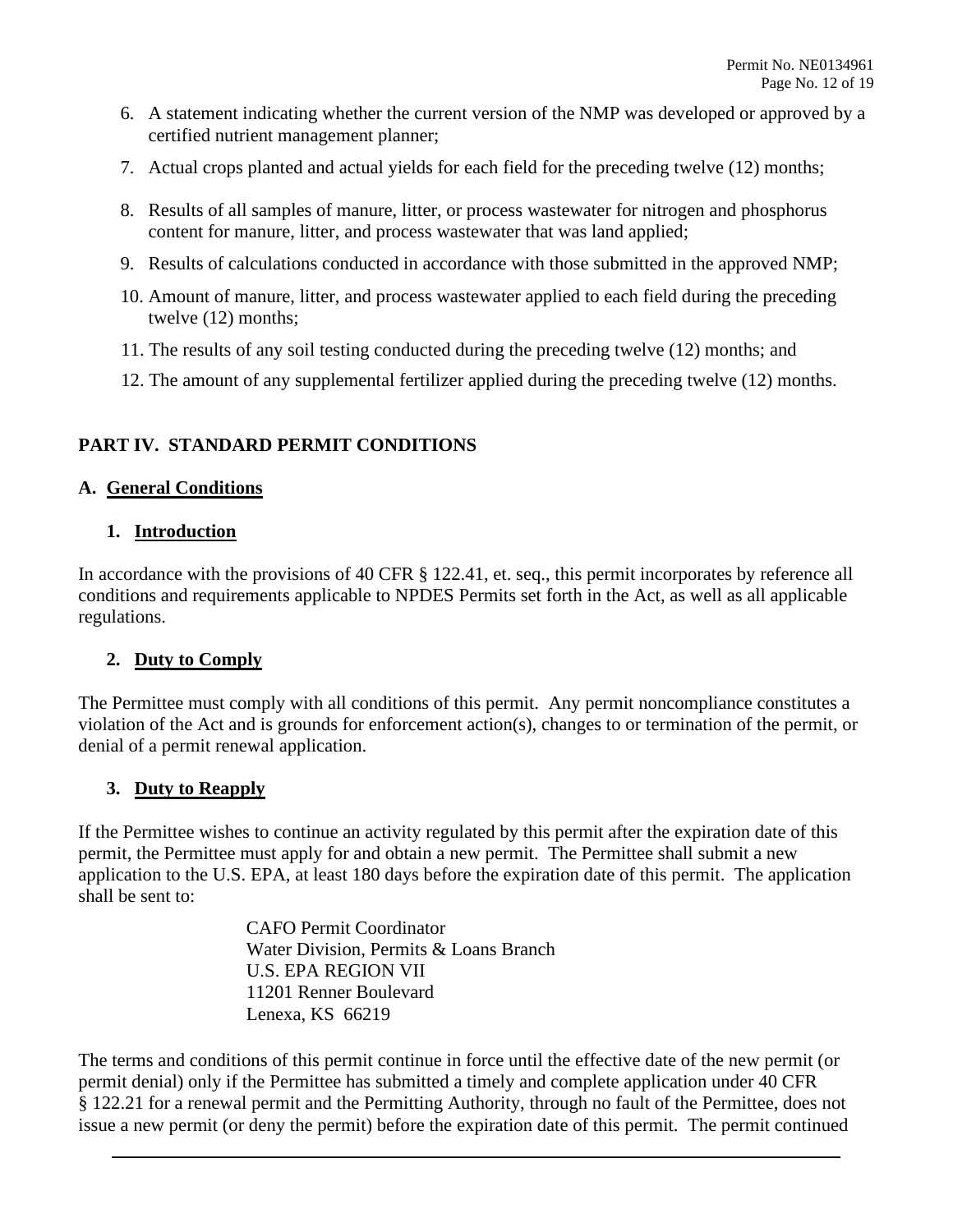6. A statement indicating whether the current version of the NMP was developed or approved by a certified nutrient management planner;
7. Actual crops planted and actual yields for each field for the preceding twelve (12) months;
8. Results of all samples of manure, litter, or process wastewater for nitrogen and phosphorus content for manure, litter, and process wastewater that was land applied;
9. Results of calculations conducted in accordance with those submitted in the approved NMP;
10. Amount of manure, litter, and process wastewater applied to each field during the preceding twelve (12) months;
11. The results of any soil testing conducted during the preceding twelve (12) months; and
12. The amount of any supplemental fertilizer applied during the preceding twelve (12) months.

## PART IV. STANDARD PERMIT CONDITIONS

### A. General Conditions

#### 1. Introduction

In accordance with the provisions of 40 CFR § 122.41, et. seq., this permit incorporates by reference all conditions and requirements applicable to NPDES Permits set forth in the Act, as well as all applicable regulations.

#### 2. Duty to Comply

The Permittee must comply with all conditions of this permit. Any permit noncompliance constitutes a violation of the Act and is grounds for enforcement action(s), changes to or termination of the permit, or denial of a permit renewal application.

#### 3. Duty to Reapply

If the Permittee wishes to continue an activity regulated by this permit after the expiration date of this permit, the Permittee must apply for and obtain a new permit. The Permittee shall submit a new application to the U.S. EPA, at least 180 days before the expiration date of this permit. The application shall be sent to:

CAFO Permit Coordinator
Water Division, Permits & Loans Branch
U.S. EPA REGION VII
11201 Renner Boulevard
Lenexa, KS 66219

The terms and conditions of this permit continue in force until the effective date of the new permit (or permit denial) only if the Permittee has submitted a timely and complete application under 40 CFR § 122.21 for a renewal permit and the Permitting Authority, through no fault of the Permittee, does not issue a new permit (or deny the permit) before the expiration date of this permit. The permit continued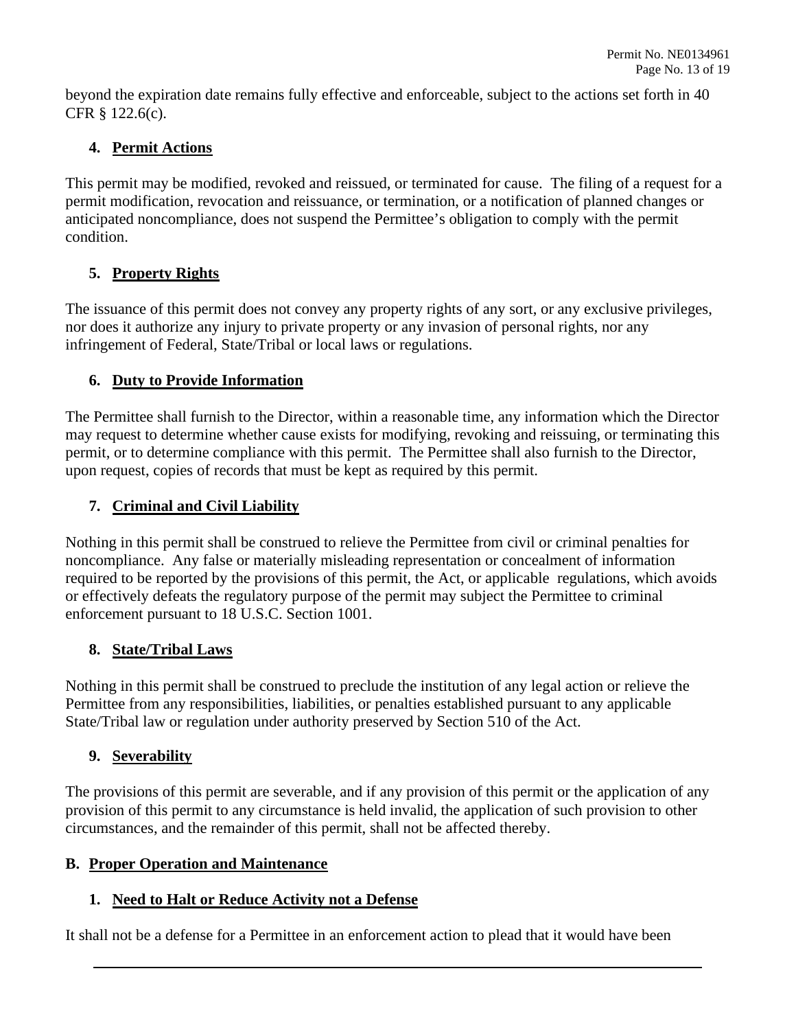beyond the expiration date remains fully effective and enforceable, subject to the actions set forth in 40 CFR § 122.6(c).

### 4. Permit Actions

This permit may be modified, revoked and reissued, or terminated for cause. The filing of a request for a permit modification, revocation and reissuance, or termination, or a notification of planned changes or anticipated noncompliance, does not suspend the Permittee's obligation to comply with the permit condition.

### 5. Property Rights

The issuance of this permit does not convey any property rights of any sort, or any exclusive privileges, nor does it authorize any injury to private property or any invasion of personal rights, nor any infringement of Federal, State/Tribal or local laws or regulations.

### 6. Duty to Provide Information

The Permittee shall furnish to the Director, within a reasonable time, any information which the Director may request to determine whether cause exists for modifying, revoking and reissuing, or terminating this permit, or to determine compliance with this permit. The Permittee shall also furnish to the Director, upon request, copies of records that must be kept as required by this permit.

### 7. Criminal and Civil Liability

Nothing in this permit shall be construed to relieve the Permittee from civil or criminal penalties for noncompliance. Any false or materially misleading representation or concealment of information required to be reported by the provisions of this permit, the Act, or applicable regulations, which avoids or effectively defeats the regulatory purpose of the permit may subject the Permittee to criminal enforcement pursuant to 18 U.S.C. Section 1001.

### 8. State/Tribal Laws

Nothing in this permit shall be construed to preclude the institution of any legal action or relieve the Permittee from any responsibilities, liabilities, or penalties established pursuant to any applicable State/Tribal law or regulation under authority preserved by Section 510 of the Act.

### 9. Severability

The provisions of this permit are severable, and if any provision of this permit or the application of any provision of this permit to any circumstance is held invalid, the application of such provision to other circumstances, and the remainder of this permit, shall not be affected thereby.

## B. Proper Operation and Maintenance

### 1. Need to Halt or Reduce Activity not a Defense

It shall not be a defense for a Permittee in an enforcement action to plead that it would have been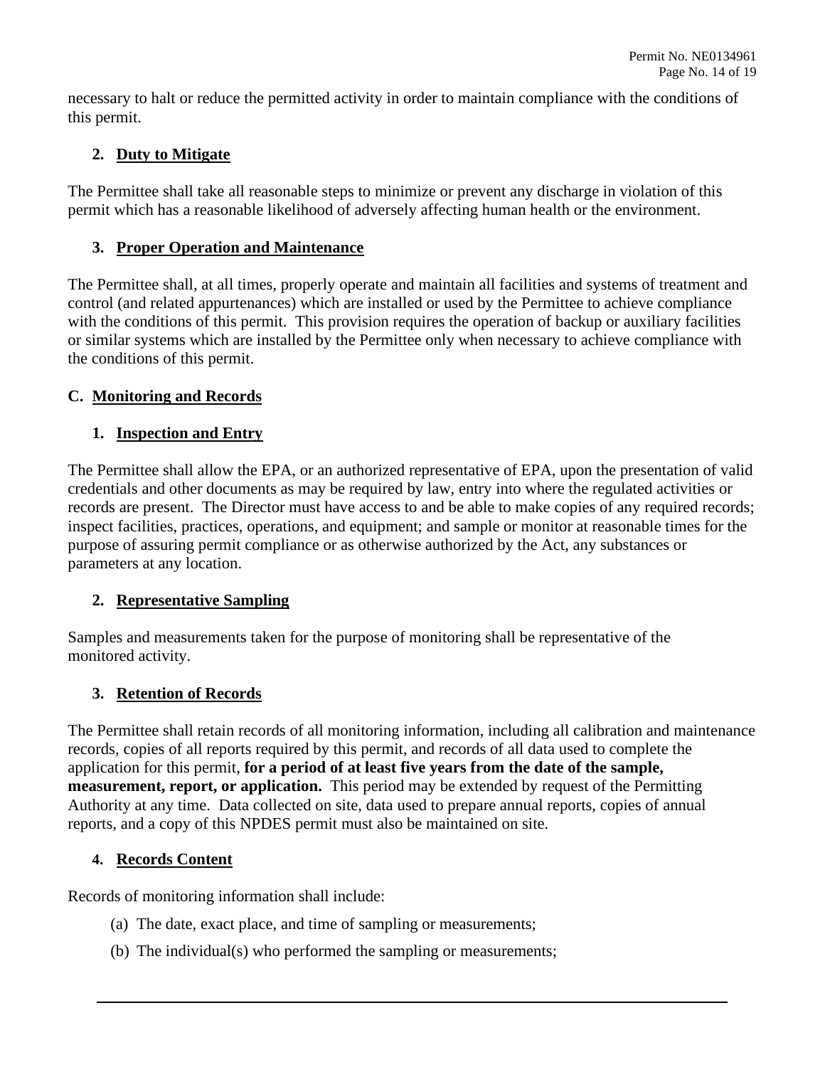necessary to halt or reduce the permitted activity in order to maintain compliance with the conditions of this permit.

### 2. Duty to Mitigate

The Permittee shall take all reasonable steps to minimize or prevent any discharge in violation of this permit which has a reasonable likelihood of adversely affecting human health or the environment.

### 3. Proper Operation and Maintenance

The Permittee shall, at all times, properly operate and maintain all facilities and systems of treatment and control (and related appurtenances) which are installed or used by the Permittee to achieve compliance with the conditions of this permit. This provision requires the operation of backup or auxiliary facilities or similar systems which are installed by the Permittee only when necessary to achieve compliance with the conditions of this permit.

## C. Monitoring and Records

### 1. Inspection and Entry

The Permittee shall allow the EPA, or an authorized representative of EPA, upon the presentation of valid credentials and other documents as may be required by law, entry into where the regulated activities or records are present. The Director must have access to and be able to make copies of any required records; inspect facilities, practices, operations, and equipment; and sample or monitor at reasonable times for the purpose of assuring permit compliance or as otherwise authorized by the Act, any substances or parameters at any location.

### 2. Representative Sampling

Samples and measurements taken for the purpose of monitoring shall be representative of the monitored activity.

### 3. Retention of Records

The Permittee shall retain records of all monitoring information, including all calibration and maintenance records, copies of all reports required by this permit, and records of all data used to complete the application for this permit, **for a period of at least five years from the date of the sample, measurement, report, or application.** This period may be extended by request of the Permitting Authority at any time. Data collected on site, data used to prepare annual reports, copies of annual reports, and a copy of this NPDES permit must also be maintained on site.

### 4. Records Content

Records of monitoring information shall include:

(a) The date, exact place, and time of sampling or measurements;

(b) The individual(s) who performed the sampling or measurements;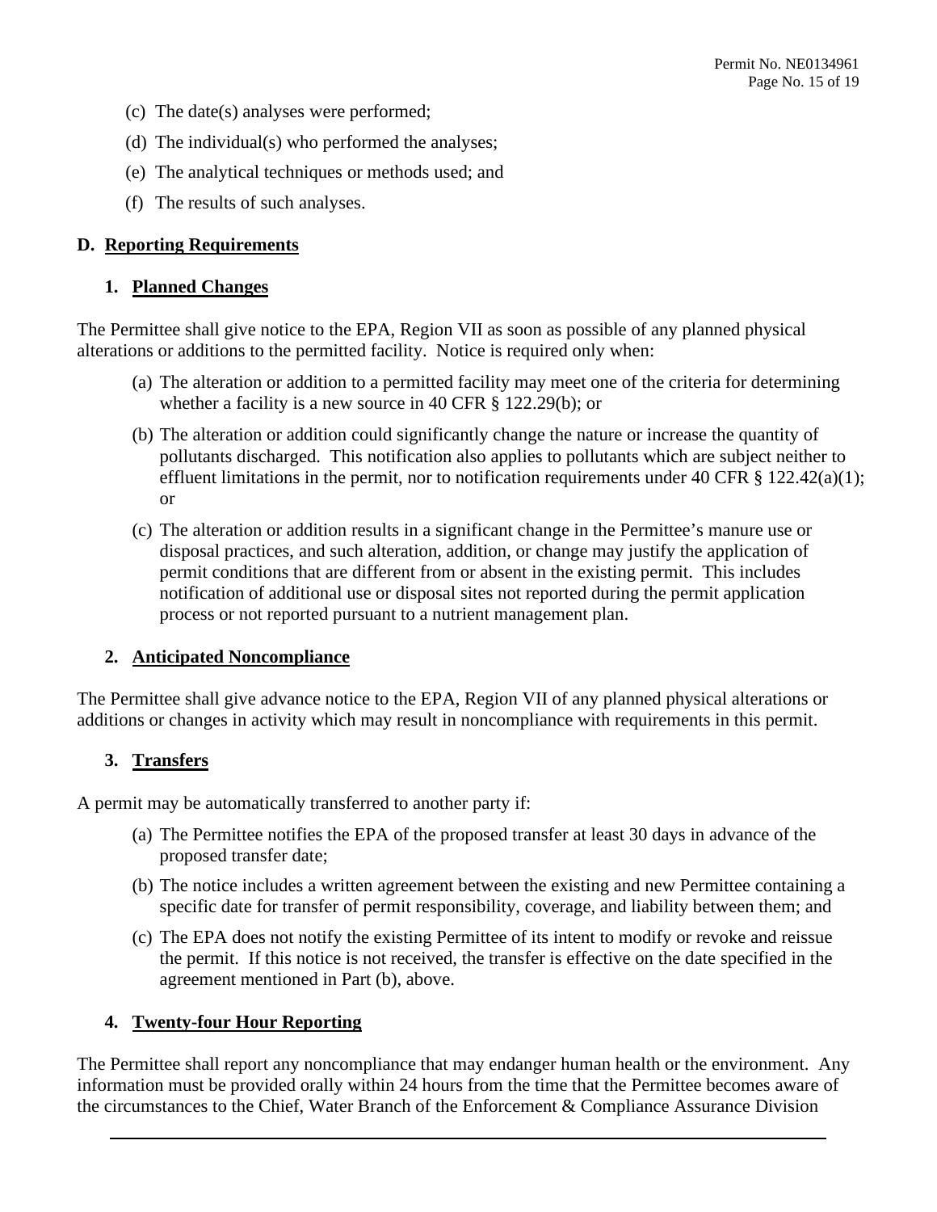(c) The date(s) analyses were performed;

(d) The individual(s) who performed the analyses;

(e) The analytical techniques or methods used; and

(f) The results of such analyses.

## D. Reporting Requirements

### 1. Planned Changes

The Permittee shall give notice to the EPA, Region VII as soon as possible of any planned physical alterations or additions to the permitted facility. Notice is required only when:

(a) The alteration or addition to a permitted facility may meet one of the criteria for determining whether a facility is a new source in 40 CFR § 122.29(b); or

(b) The alteration or addition could significantly change the nature or increase the quantity of pollutants discharged. This notification also applies to pollutants which are subject neither to effluent limitations in the permit, nor to notification requirements under 40 CFR § 122.42(a)(1); or

(c) The alteration or addition results in a significant change in the Permittee's manure use or disposal practices, and such alteration, addition, or change may justify the application of permit conditions that are different from or absent in the existing permit. This includes notification of additional use or disposal sites not reported during the permit application process or not reported pursuant to a nutrient management plan.

### 2. Anticipated Noncompliance

The Permittee shall give advance notice to the EPA, Region VII of any planned physical alterations or additions or changes in activity which may result in noncompliance with requirements in this permit.

### 3. Transfers

A permit may be automatically transferred to another party if:

(a) The Permittee notifies the EPA of the proposed transfer at least 30 days in advance of the proposed transfer date;

(b) The notice includes a written agreement between the existing and new Permittee containing a specific date for transfer of permit responsibility, coverage, and liability between them; and

(c) The EPA does not notify the existing Permittee of its intent to modify or revoke and reissue the permit. If this notice is not received, the transfer is effective on the date specified in the agreement mentioned in Part (b), above.

### 4. Twenty-four Hour Reporting

The Permittee shall report any noncompliance that may endanger human health or the environment. Any information must be provided orally within 24 hours from the time that the Permittee becomes aware of the circumstances to the Chief, Water Branch of the Enforcement & Compliance Assurance Division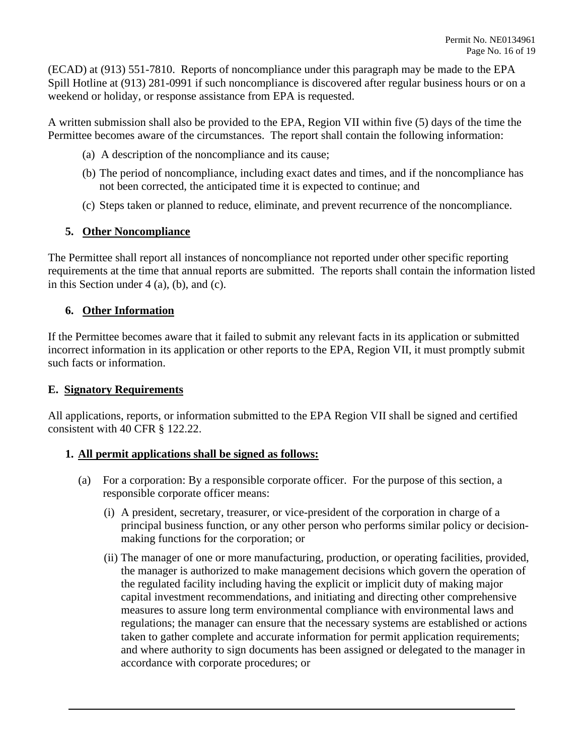(ECAD) at (913) 551-7810. Reports of noncompliance under this paragraph may be made to the EPA Spill Hotline at (913) 281-0991 if such noncompliance is discovered after regular business hours or on a weekend or holiday, or response assistance from EPA is requested.

A written submission shall also be provided to the EPA, Region VII within five (5) days of the time the Permittee becomes aware of the circumstances. The report shall contain the following information:

(a) A description of the noncompliance and its cause;

(b) The period of noncompliance, including exact dates and times, and if the noncompliance has not been corrected, the anticipated time it is expected to continue; and

(c) Steps taken or planned to reduce, eliminate, and prevent recurrence of the noncompliance.

### 5. Other Noncompliance

The Permittee shall report all instances of noncompliance not reported under other specific reporting requirements at the time that annual reports are submitted. The reports shall contain the information listed in this Section under 4 (a), (b), and (c).

### 6. Other Information

If the Permittee becomes aware that it failed to submit any relevant facts in its application or submitted incorrect information in its application or other reports to the EPA, Region VII, it must promptly submit such facts or information.

## E. Signatory Requirements

All applications, reports, or information submitted to the EPA Region VII shall be signed and certified consistent with 40 CFR § 122.22.

### 1. All permit applications shall be signed as follows:

(a) For a corporation: By a responsible corporate officer. For the purpose of this section, a responsible corporate officer means:

(i) A president, secretary, treasurer, or vice-president of the corporation in charge of a principal business function, or any other person who performs similar policy or decision-making functions for the corporation; or

(ii) The manager of one or more manufacturing, production, or operating facilities, provided, the manager is authorized to make management decisions which govern the operation of the regulated facility including having the explicit or implicit duty of making major capital investment recommendations, and initiating and directing other comprehensive measures to assure long term environmental compliance with environmental laws and regulations; the manager can ensure that the necessary systems are established or actions taken to gather complete and accurate information for permit application requirements; and where authority to sign documents has been assigned or delegated to the manager in accordance with corporate procedures; or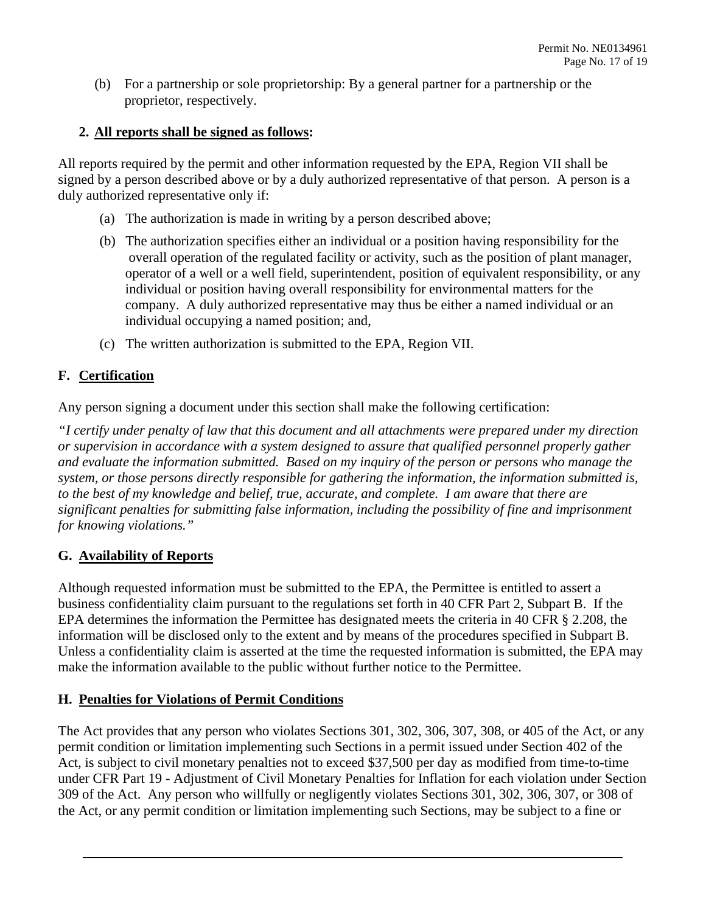(b) For a partnership or sole proprietorship: By a general partner for a partnership or the proprietor, respectively.

**2. All reports shall be signed as follows:**

All reports required by the permit and other information requested by the EPA, Region VII shall be signed by a person described above or by a duly authorized representative of that person. A person is a duly authorized representative only if:

(a) The authorization is made in writing by a person described above;

(b) The authorization specifies either an individual or a position having responsibility for the overall operation of the regulated facility or activity, such as the position of plant manager, operator of a well or a well field, superintendent, position of equivalent responsibility, or any individual or position having overall responsibility for environmental matters for the company. A duly authorized representative may thus be either a named individual or an individual occupying a named position; and,

(c) The written authorization is submitted to the EPA, Region VII.

## F. Certification

Any person signing a document under this section shall make the following certification:

*"I certify under penalty of law that this document and all attachments were prepared under my direction or supervision in accordance with a system designed to assure that qualified personnel properly gather and evaluate the information submitted. Based on my inquiry of the person or persons who manage the system, or those persons directly responsible for gathering the information, the information submitted is, to the best of my knowledge and belief, true, accurate, and complete. I am aware that there are significant penalties for submitting false information, including the possibility of fine and imprisonment for knowing violations."*

## G. Availability of Reports

Although requested information must be submitted to the EPA, the Permittee is entitled to assert a business confidentiality claim pursuant to the regulations set forth in 40 CFR Part 2, Subpart B. If the EPA determines the information the Permittee has designated meets the criteria in 40 CFR § 2.208, the information will be disclosed only to the extent and by means of the procedures specified in Subpart B. Unless a confidentiality claim is asserted at the time the requested information is submitted, the EPA may make the information available to the public without further notice to the Permittee.

## H. Penalties for Violations of Permit Conditions

The Act provides that any person who violates Sections 301, 302, 306, 307, 308, or 405 of the Act, or any permit condition or limitation implementing such Sections in a permit issued under Section 402 of the Act, is subject to civil monetary penalties not to exceed $37,500 per day as modified from time-to-time under CFR Part 19 - Adjustment of Civil Monetary Penalties for Inflation for each violation under Section 309 of the Act. Any person who willfully or negligently violates Sections 301, 302, 306, 307, or 308 of the Act, or any permit condition or limitation implementing such Sections, may be subject to a fine or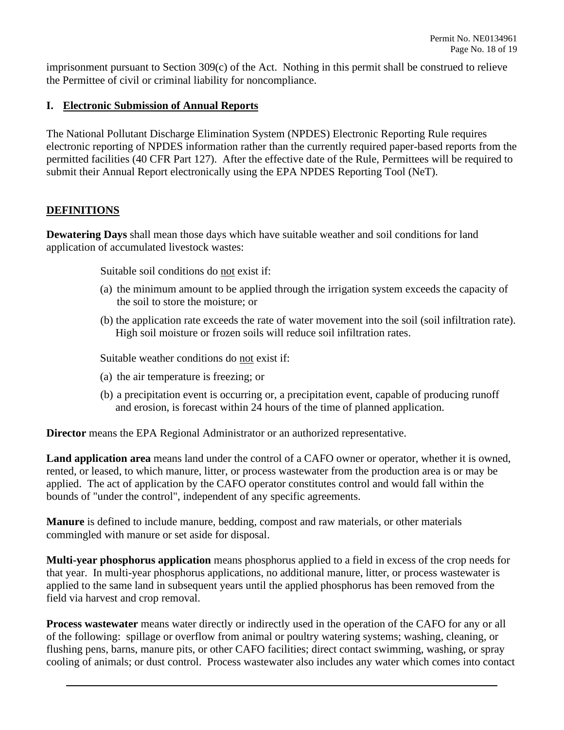imprisonment pursuant to Section 309(c) of the Act. Nothing in this permit shall be construed to relieve the Permittee of civil or criminal liability for noncompliance.

## I. Electronic Submission of Annual Reports

The National Pollutant Discharge Elimination System (NPDES) Electronic Reporting Rule requires electronic reporting of NPDES information rather than the currently required paper-based reports from the permitted facilities (40 CFR Part 127). After the effective date of the Rule, Permittees will be required to submit their Annual Report electronically using the EPA NPDES Reporting Tool (NeT).

## DEFINITIONS

**Dewatering Days** shall mean those days which have suitable weather and soil conditions for land application of accumulated livestock wastes:

Suitable soil conditions do not exist if:

(a) the minimum amount to be applied through the irrigation system exceeds the capacity of the soil to store the moisture; or

(b) the application rate exceeds the rate of water movement into the soil (soil infiltration rate). High soil moisture or frozen soils will reduce soil infiltration rates.

Suitable weather conditions do not exist if:

(a) the air temperature is freezing; or

(b) a precipitation event is occurring or, a precipitation event, capable of producing runoff and erosion, is forecast within 24 hours of the time of planned application.

**Director** means the EPA Regional Administrator or an authorized representative.

**Land application area** means land under the control of a CAFO owner or operator, whether it is owned, rented, or leased, to which manure, litter, or process wastewater from the production area is or may be applied. The act of application by the CAFO operator constitutes control and would fall within the bounds of "under the control", independent of any specific agreements.

**Manure** is defined to include manure, bedding, compost and raw materials, or other materials commingled with manure or set aside for disposal.

**Multi-year phosphorus application** means phosphorus applied to a field in excess of the crop needs for that year. In multi-year phosphorus applications, no additional manure, litter, or process wastewater is applied to the same land in subsequent years until the applied phosphorus has been removed from the field via harvest and crop removal.

**Process wastewater** means water directly or indirectly used in the operation of the CAFO for any or all of the following: spillage or overflow from animal or poultry watering systems; washing, cleaning, or flushing pens, barns, manure pits, or other CAFO facilities; direct contact swimming, washing, or spray cooling of animals; or dust control. Process wastewater also includes any water which comes into contact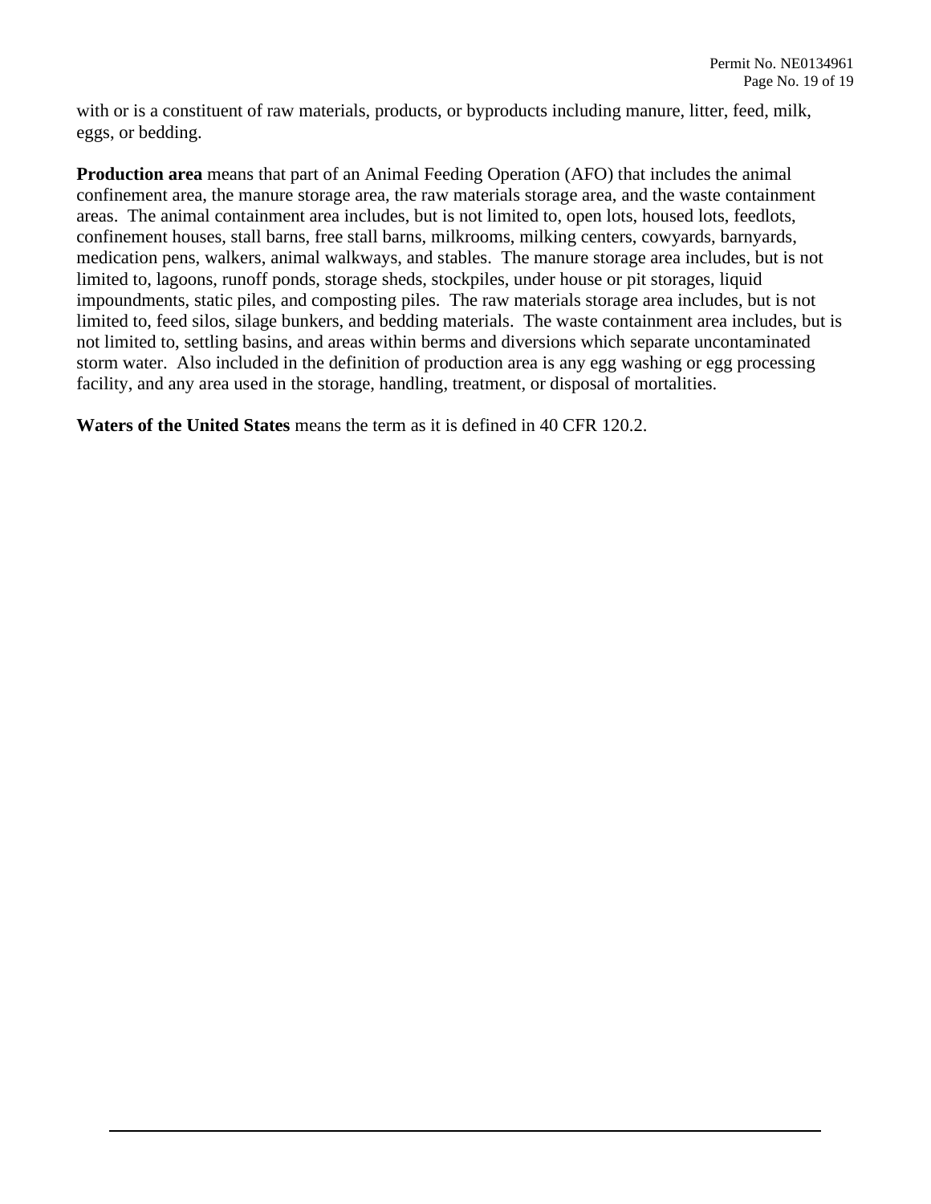with or is a constituent of raw materials, products, or byproducts including manure, litter, feed, milk, eggs, or bedding.

**Production area** means that part of an Animal Feeding Operation (AFO) that includes the animal confinement area, the manure storage area, the raw materials storage area, and the waste containment areas. The animal containment area includes, but is not limited to, open lots, housed lots, feedlots, confinement houses, stall barns, free stall barns, milkrooms, milking centers, cowyards, barnyards, medication pens, walkers, animal walkways, and stables. The manure storage area includes, but is not limited to, lagoons, runoff ponds, storage sheds, stockpiles, under house or pit storages, liquid impoundments, static piles, and composting piles. The raw materials storage area includes, but is not limited to, feed silos, silage bunkers, and bedding materials. The waste containment area includes, but is not limited to, settling basins, and areas within berms and diversions which separate uncontaminated storm water. Also included in the definition of production area is any egg washing or egg processing facility, and any area used in the storage, handling, treatment, or disposal of mortalities.

**Waters of the United States** means the term as it is defined in 40 CFR 120.2.